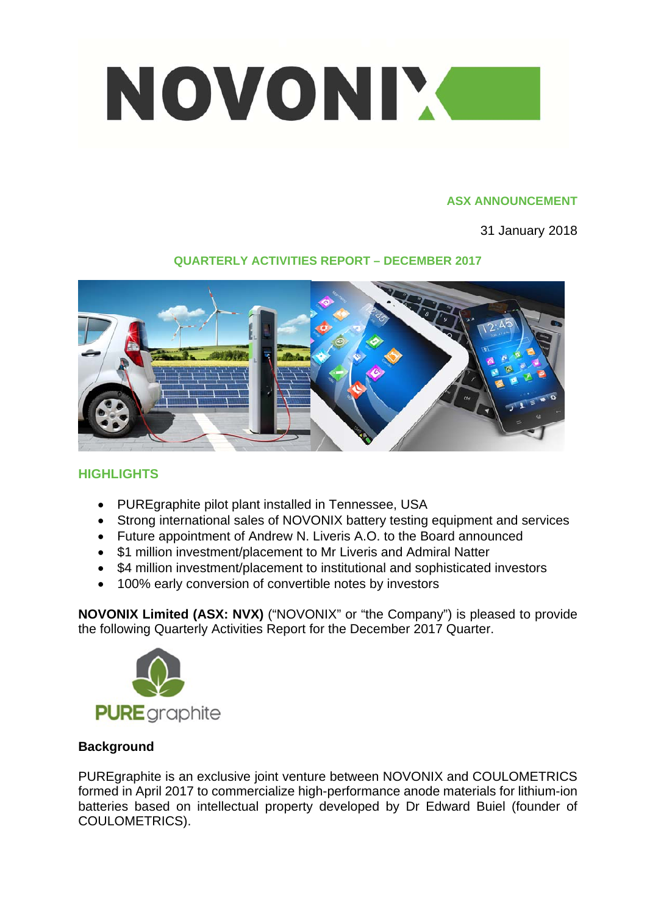# NOVONIX

**ASX ANNOUNCEMENT**

31 January 2018

## QUARTERLY ACTIVITIES REPORT – DECEMBER 2017

## HIGHLIGHTS

- PUREgraphite pilot plant installed in Tennessee, USA
- Strong international sales of NOVONIX battery testing equipment and services
- Future appointment of Andrew N. Liveris A.O. to the Board announced
- $1 million investment/placement to Mr Liveris and Admiral Natter
- $4 million investment/placement to institutional and sophisticated investors
- 100% early conversion of convertible notes by investors

**NOVONIX Limited (ASX: NVX)** ("NOVONIX" or "the Company") is pleased to provide the following Quarterly Activities Report for the December 2017 Quarter.

PUREgraphite

**Background**

PUREgraphite is an exclusive joint venture between NOVONIX and COULOMETRICS formed in April 2017 to commercialize high-performance anode materials for lithium-ion batteries based on intellectual property developed by Dr Edward Buiel (founder of COULOMETRICS).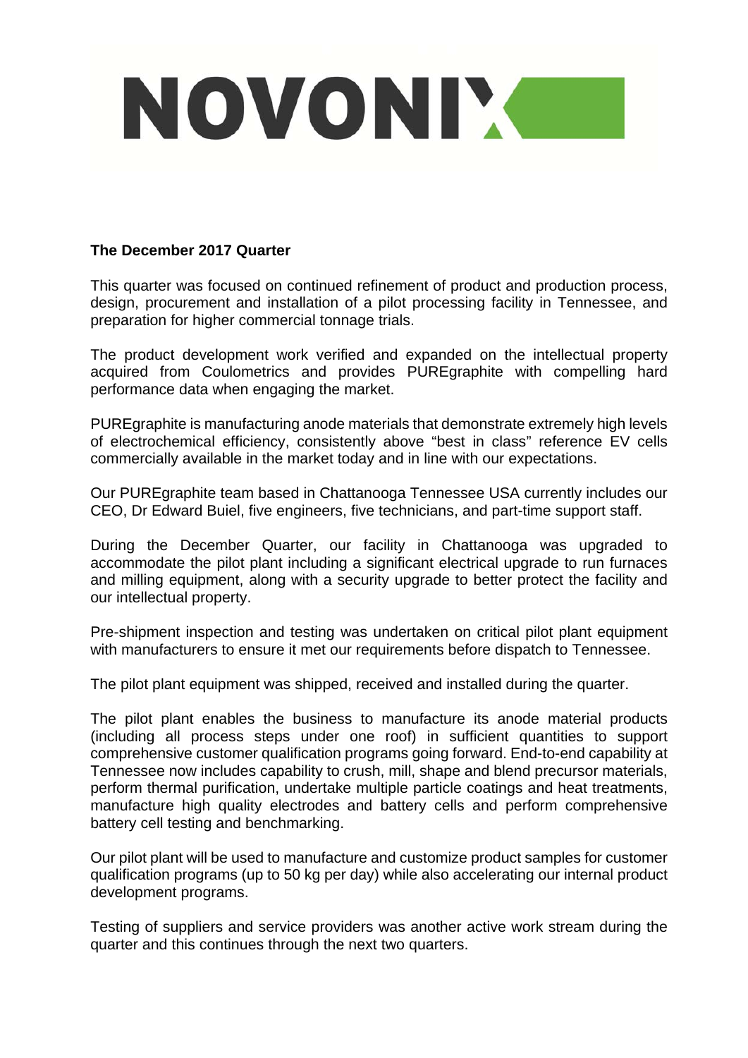**The December 2017 Quarter**

This quarter was focused on continued refinement of product and production process, design, procurement and installation of a pilot processing facility in Tennessee, and preparation for higher commercial tonnage trials.

The product development work verified and expanded on the intellectual property acquired from Coulometrics and provides PUREgraphite with compelling hard performance data when engaging the market.

PUREgraphite is manufacturing anode materials that demonstrate extremely high levels of electrochemical efficiency, consistently above "best in class" reference EV cells commercially available in the market today and in line with our expectations.

Our PUREgraphite team based in Chattanooga Tennessee USA currently includes our CEO, Dr Edward Buiel, five engineers, five technicians, and part-time support staff.

During the December Quarter, our facility in Chattanooga was upgraded to accommodate the pilot plant including a significant electrical upgrade to run furnaces and milling equipment, along with a security upgrade to better protect the facility and our intellectual property.

Pre-shipment inspection and testing was undertaken on critical pilot plant equipment with manufacturers to ensure it met our requirements before dispatch to Tennessee.

The pilot plant equipment was shipped, received and installed during the quarter.

The pilot plant enables the business to manufacture its anode material products (including all process steps under one roof) in sufficient quantities to support comprehensive customer qualification programs going forward. End-to-end capability at Tennessee now includes capability to crush, mill, shape and blend precursor materials, perform thermal purification, undertake multiple particle coatings and heat treatments, manufacture high quality electrodes and battery cells and perform comprehensive battery cell testing and benchmarking.

Our pilot plant will be used to manufacture and customize product samples for customer qualification programs (up to 50 kg per day) while also accelerating our internal product development programs.

Testing of suppliers and service providers was another active work stream during the quarter and this continues through the next two quarters.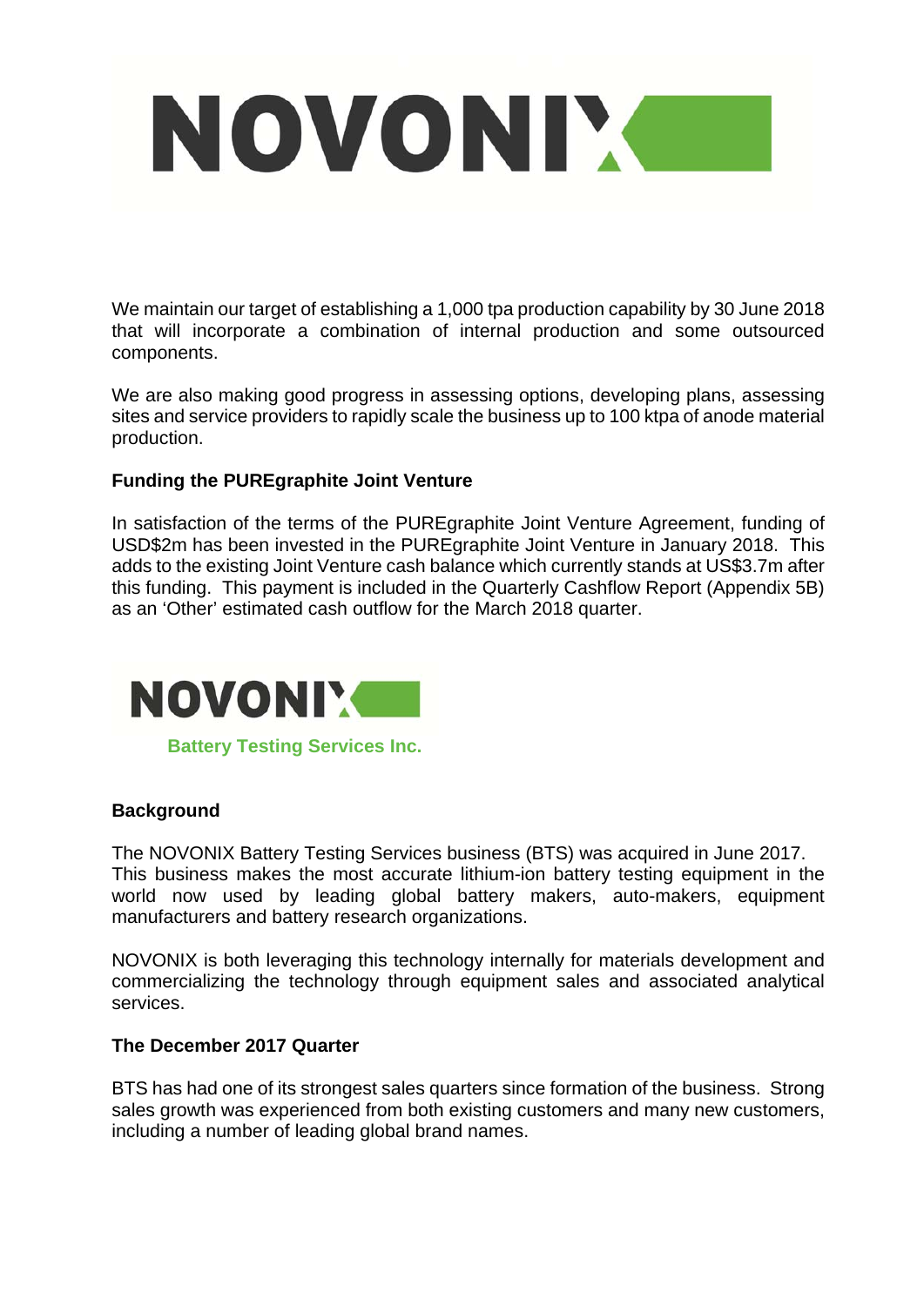We maintain our target of establishing a 1,000 tpa production capability by 30 June 2018 that will incorporate a combination of internal production and some outsourced components.

We are also making good progress in assessing options, developing plans, assessing sites and service providers to rapidly scale the business up to 100 ktpa of anode material production.

**Funding the PUREgraphite Joint Venture**

In satisfaction of the terms of the PUREgraphite Joint Venture Agreement, funding of USD$2m has been invested in the PUREgraphite Joint Venture in January 2018. This adds to the existing Joint Venture cash balance which currently stands at US$3.7m after this funding. This payment is included in the Quarterly Cashflow Report (Appendix 5B) as an 'Other' estimated cash outflow for the March 2018 quarter.

**Battery Testing Services Inc.**

**Background**

The NOVONIX Battery Testing Services business (BTS) was acquired in June 2017. This business makes the most accurate lithium-ion battery testing equipment in the world now used by leading global battery makers, auto-makers, equipment manufacturers and battery research organizations.

NOVONIX is both leveraging this technology internally for materials development and commercializing the technology through equipment sales and associated analytical services.

**The December 2017 Quarter**

BTS has had one of its strongest sales quarters since formation of the business. Strong sales growth was experienced from both existing customers and many new customers, including a number of leading global brand names.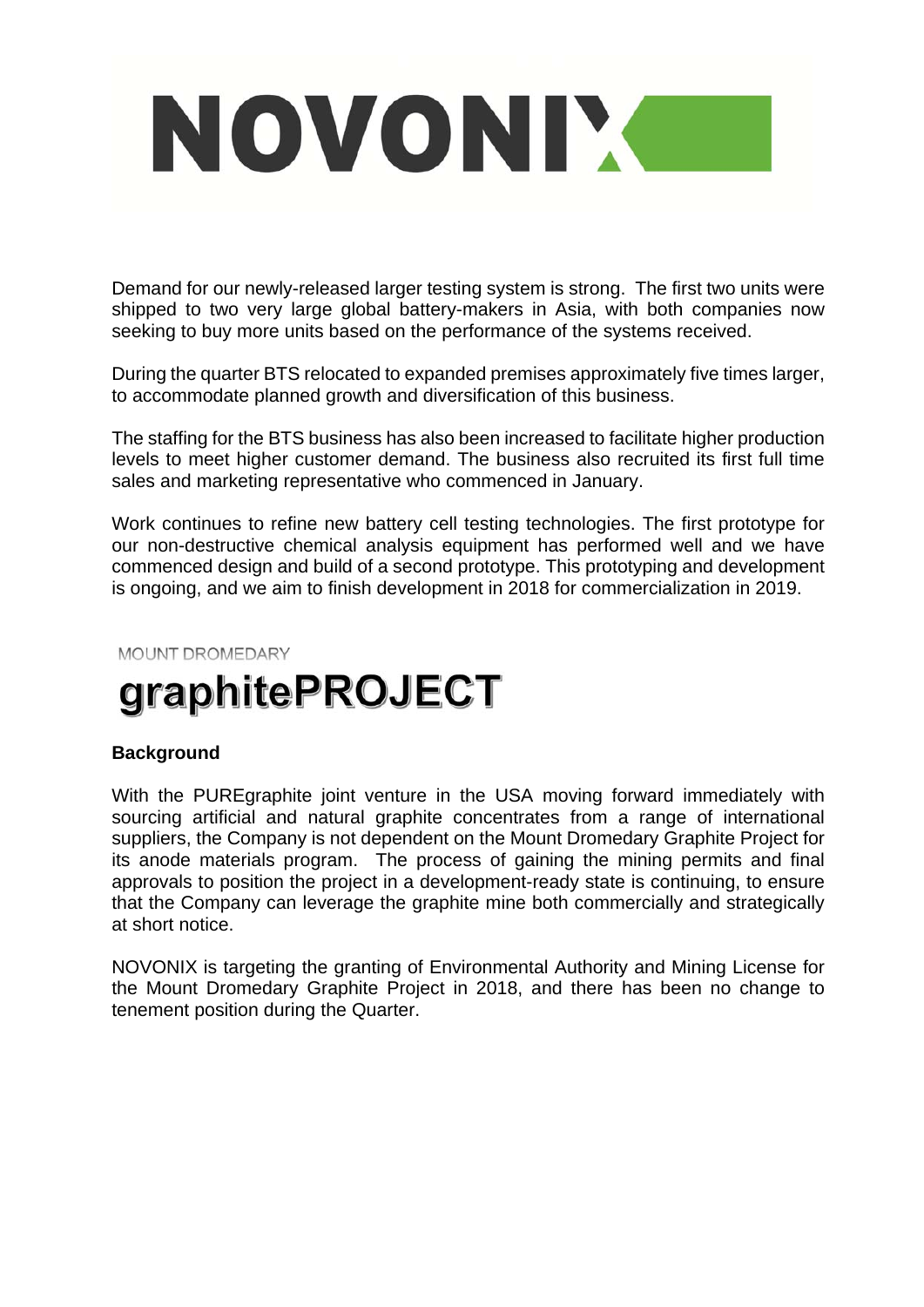Demand for our newly-released larger testing system is strong. The first two units were shipped to two very large global battery-makers in Asia, with both companies now seeking to buy more units based on the performance of the systems received.

During the quarter BTS relocated to expanded premises approximately five times larger, to accommodate planned growth and diversification of this business.

The staffing for the BTS business has also been increased to facilitate higher production levels to meet higher customer demand. The business also recruited its first full time sales and marketing representative who commenced in January.

Work continues to refine new battery cell testing technologies. The first prototype for our non-destructive chemical analysis equipment has performed well and we have commenced design and build of a second prototype. This prototyping and development is ongoing, and we aim to finish development in 2018 for commercialization in 2019.

MOUNT DROMEDARY

# graphitePROJECT

**Background**

With the PUREgraphite joint venture in the USA moving forward immediately with sourcing artificial and natural graphite concentrates from a range of international suppliers, the Company is not dependent on the Mount Dromedary Graphite Project for its anode materials program. The process of gaining the mining permits and final approvals to position the project in a development-ready state is continuing, to ensure that the Company can leverage the graphite mine both commercially and strategically at short notice.

NOVONIX is targeting the granting of Environmental Authority and Mining License for the Mount Dromedary Graphite Project in 2018, and there has been no change to tenement position during the Quarter.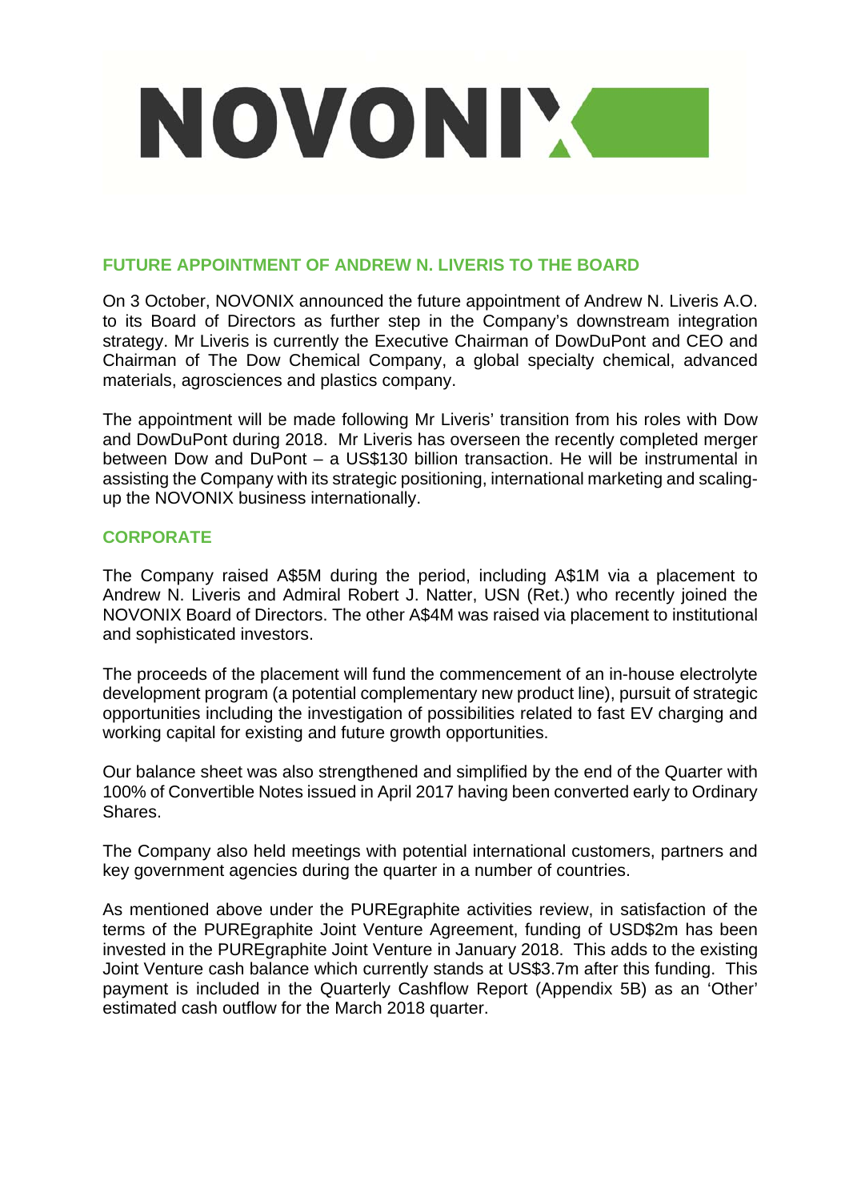NOVONIX

## FUTURE APPOINTMENT OF ANDREW N. LIVERIS TO THE BOARD

On 3 October, NOVONIX announced the future appointment of Andrew N. Liveris A.O. to its Board of Directors as further step in the Company's downstream integration strategy. Mr Liveris is currently the Executive Chairman of DowDuPont and CEO and Chairman of The Dow Chemical Company, a global specialty chemical, advanced materials, agrosciences and plastics company.

The appointment will be made following Mr Liveris' transition from his roles with Dow and DowDuPont during 2018. Mr Liveris has overseen the recently completed merger between Dow and DuPont – a US$130 billion transaction. He will be instrumental in assisting the Company with its strategic positioning, international marketing and scaling-up the NOVONIX business internationally.

## CORPORATE

The Company raised A$5M during the period, including A$1M via a placement to Andrew N. Liveris and Admiral Robert J. Natter, USN (Ret.) who recently joined the NOVONIX Board of Directors. The other A$4M was raised via placement to institutional and sophisticated investors.

The proceeds of the placement will fund the commencement of an in-house electrolyte development program (a potential complementary new product line), pursuit of strategic opportunities including the investigation of possibilities related to fast EV charging and working capital for existing and future growth opportunities.

Our balance sheet was also strengthened and simplified by the end of the Quarter with 100% of Convertible Notes issued in April 2017 having been converted early to Ordinary Shares.

The Company also held meetings with potential international customers, partners and key government agencies during the quarter in a number of countries.

As mentioned above under the PUREgraphite activities review, in satisfaction of the terms of the PUREgraphite Joint Venture Agreement, funding of USD$2m has been invested in the PUREgraphite Joint Venture in January 2018. This adds to the existing Joint Venture cash balance which currently stands at US$3.7m after this funding. This payment is included in the Quarterly Cashflow Report (Appendix 5B) as an 'Other' estimated cash outflow for the March 2018 quarter.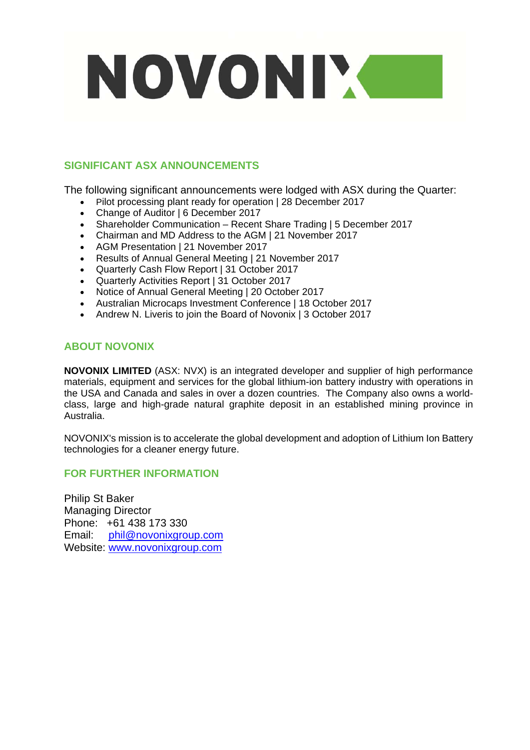## SIGNIFICANT ASX ANNOUNCEMENTS

The following significant announcements were lodged with ASX during the Quarter:

- Pilot processing plant ready for operation | 28 December 2017
- Change of Auditor | 6 December 2017
- Shareholder Communication – Recent Share Trading | 5 December 2017
- Chairman and MD Address to the AGM | 21 November 2017
- AGM Presentation | 21 November 2017
- Results of Annual General Meeting | 21 November 2017
- Quarterly Cash Flow Report | 31 October 2017
- Quarterly Activities Report | 31 October 2017
- Notice of Annual General Meeting | 20 October 2017
- Australian Microcaps Investment Conference | 18 October 2017
- Andrew N. Liveris to join the Board of Novonix | 3 October 2017

## ABOUT NOVONIX

**NOVONIX LIMITED** (ASX: NVX) is an integrated developer and supplier of high performance materials, equipment and services for the global lithium-ion battery industry with operations in the USA and Canada and sales in over a dozen countries. The Company also owns a world-class, large and high-grade natural graphite deposit in an established mining province in Australia.

NOVONIX's mission is to accelerate the global development and adoption of Lithium Ion Battery technologies for a cleaner energy future.

## FOR FURTHER INFORMATION

Philip St Baker
Managing Director
Phone: +61 438 173 330
Email: phil@novonixgroup.com
Website: www.novonixgroup.com